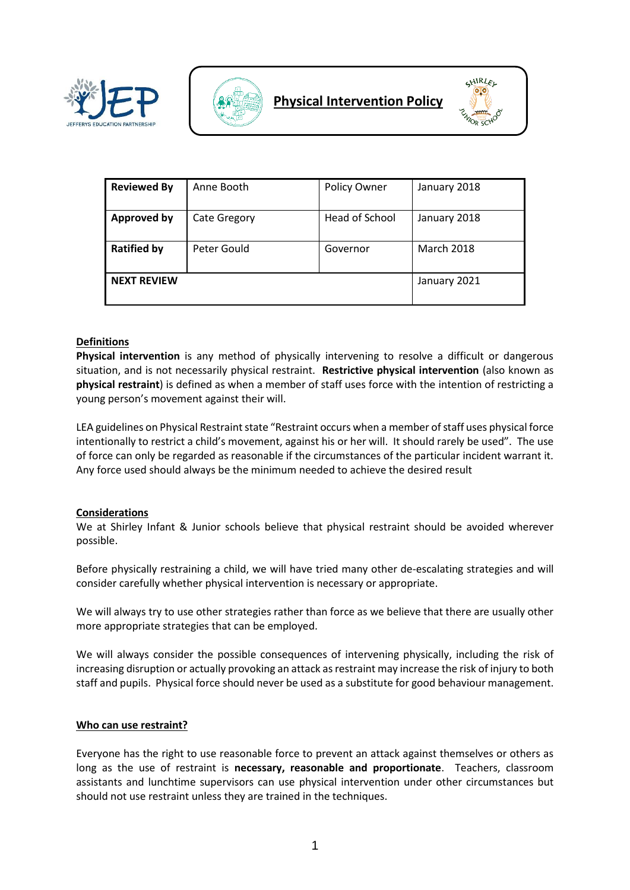# Physical Intervention Policy

| Reviewed By | Anne Booth | Policy Owner | January 2018 |
|---|---|---|---|
| **Approved by** | Cate Gregory | Head of School | January 2018 |
| **Ratified by** | Peter Gould | Governor | March 2018 |
| **NEXT REVIEW** | | | January 2021 |

## Definitions

**Physical intervention** is any method of physically intervening to resolve a difficult or dangerous situation, and is not necessarily physical restraint. **Restrictive physical intervention** (also known as **physical restraint**) is defined as when a member of staff uses force with the intention of restricting a young person's movement against their will.

LEA guidelines on Physical Restraint state "Restraint occurs when a member of staff uses physical force intentionally to restrict a child's movement, against his or her will. It should rarely be used". The use of force can only be regarded as reasonable if the circumstances of the particular incident warrant it. Any force used should always be the minimum needed to achieve the desired result

## Considerations

We at Shirley Infant & Junior schools believe that physical restraint should be avoided wherever possible.

Before physically restraining a child, we will have tried many other de-escalating strategies and will consider carefully whether physical intervention is necessary or appropriate.

We will always try to use other strategies rather than force as we believe that there are usually other more appropriate strategies that can be employed.

We will always consider the possible consequences of intervening physically, including the risk of increasing disruption or actually provoking an attack as restraint may increase the risk of injury to both staff and pupils. Physical force should never be used as a substitute for good behaviour management.

## Who can use restraint?

Everyone has the right to use reasonable force to prevent an attack against themselves or others as long as the use of restraint is **necessary, reasonable and proportionate**. Teachers, classroom assistants and lunchtime supervisors can use physical intervention under other circumstances but should not use restraint unless they are trained in the techniques.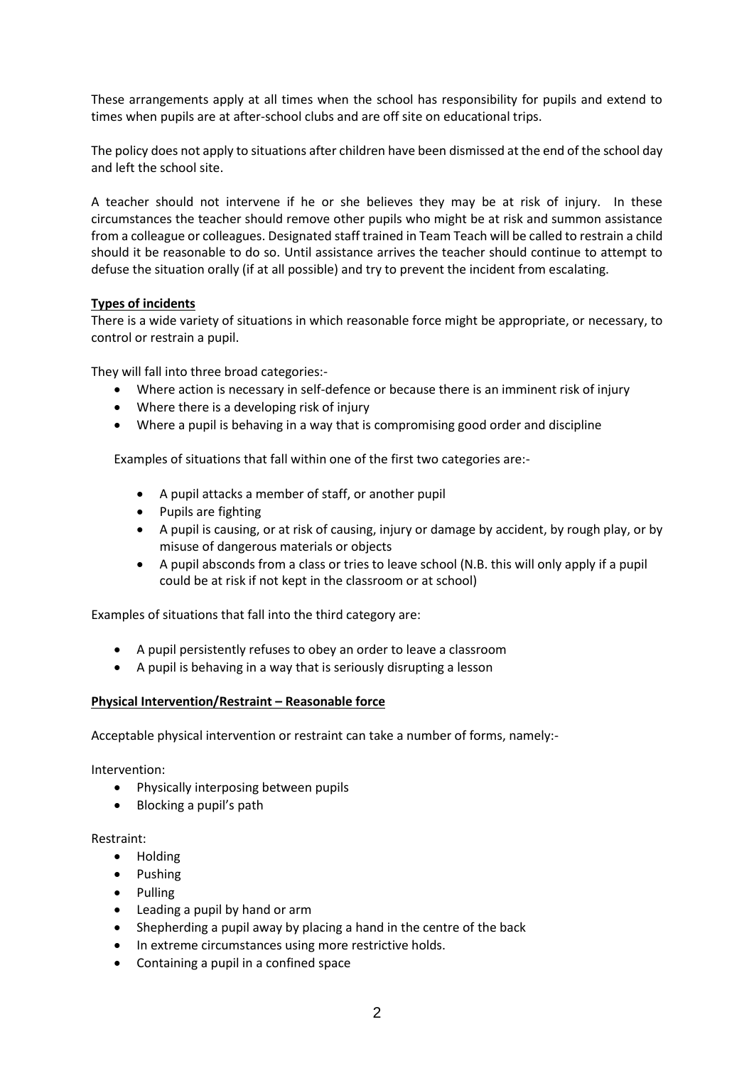These arrangements apply at all times when the school has responsibility for pupils and extend to times when pupils are at after-school clubs and are off site on educational trips.

The policy does not apply to situations after children have been dismissed at the end of the school day and left the school site.

A teacher should not intervene if he or she believes they may be at risk of injury. In these circumstances the teacher should remove other pupils who might be at risk and summon assistance from a colleague or colleagues. Designated staff trained in Team Teach will be called to restrain a child should it be reasonable to do so. Until assistance arrives the teacher should continue to attempt to defuse the situation orally (if at all possible) and try to prevent the incident from escalating.

**Types of incidents**

There is a wide variety of situations in which reasonable force might be appropriate, or necessary, to control or restrain a pupil.

They will fall into three broad categories:-

- Where action is necessary in self-defence or because there is an imminent risk of injury
- Where there is a developing risk of injury
- Where a pupil is behaving in a way that is compromising good order and discipline

Examples of situations that fall within one of the first two categories are:-

- A pupil attacks a member of staff, or another pupil
- Pupils are fighting
- A pupil is causing, or at risk of causing, injury or damage by accident, by rough play, or by misuse of dangerous materials or objects
- A pupil absconds from a class or tries to leave school (N.B. this will only apply if a pupil could be at risk if not kept in the classroom or at school)

Examples of situations that fall into the third category are:

- A pupil persistently refuses to obey an order to leave a classroom
- A pupil is behaving in a way that is seriously disrupting a lesson

**Physical Intervention/Restraint – Reasonable force**

Acceptable physical intervention or restraint can take a number of forms, namely:-

Intervention:

- Physically interposing between pupils
- Blocking a pupil's path

Restraint:

- Holding
- Pushing
- Pulling
- Leading a pupil by hand or arm
- Shepherding a pupil away by placing a hand in the centre of the back
- In extreme circumstances using more restrictive holds.
- Containing a pupil in a confined space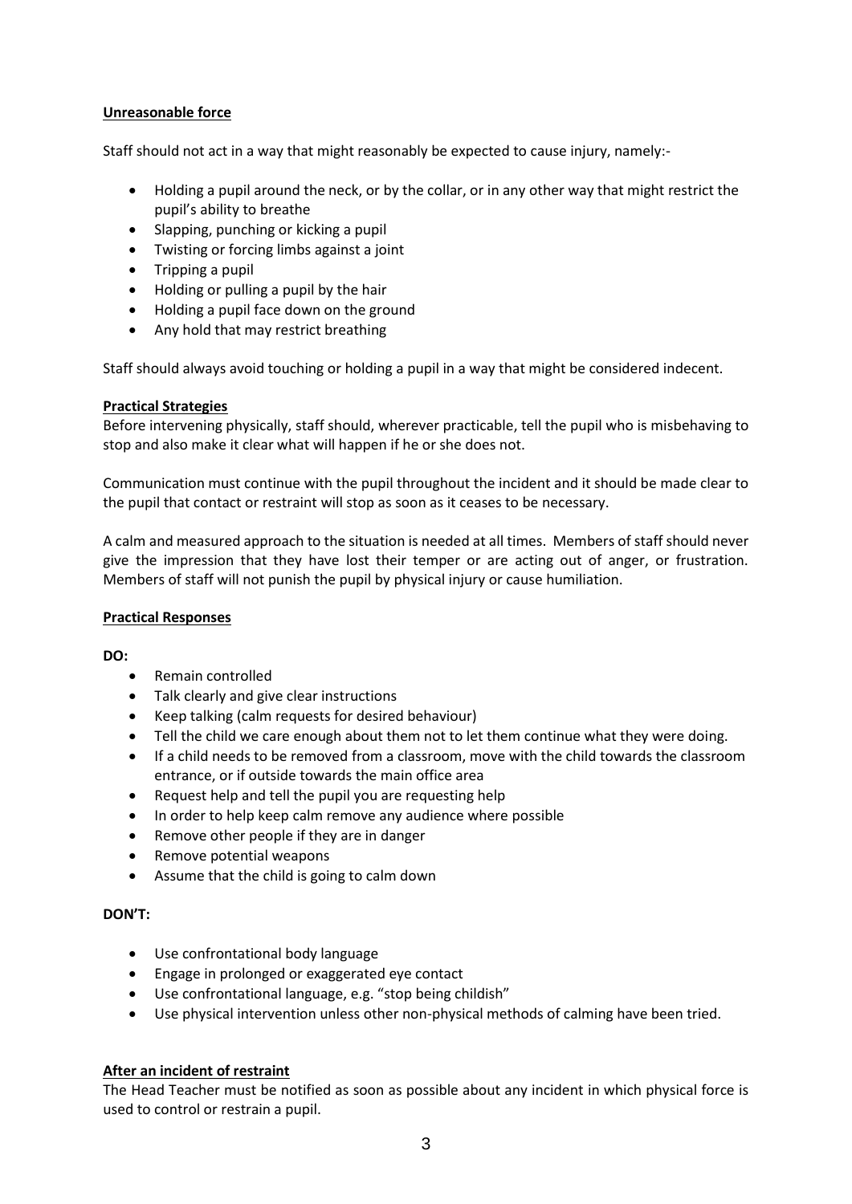**Unreasonable force**

Staff should not act in a way that might reasonably be expected to cause injury, namely:-

- Holding a pupil around the neck, or by the collar, or in any other way that might restrict the pupil's ability to breathe
- Slapping, punching or kicking a pupil
- Twisting or forcing limbs against a joint
- Tripping a pupil
- Holding or pulling a pupil by the hair
- Holding a pupil face down on the ground
- Any hold that may restrict breathing

Staff should always avoid touching or holding a pupil in a way that might be considered indecent.

**Practical Strategies**

Before intervening physically, staff should, wherever practicable, tell the pupil who is misbehaving to stop and also make it clear what will happen if he or she does not.

Communication must continue with the pupil throughout the incident and it should be made clear to the pupil that contact or restraint will stop as soon as it ceases to be necessary.

A calm and measured approach to the situation is needed at all times. Members of staff should never give the impression that they have lost their temper or are acting out of anger, or frustration. Members of staff will not punish the pupil by physical injury or cause humiliation.

**Practical Responses**

**DO:**

- Remain controlled
- Talk clearly and give clear instructions
- Keep talking (calm requests for desired behaviour)
- Tell the child we care enough about them not to let them continue what they were doing.
- If a child needs to be removed from a classroom, move with the child towards the classroom entrance, or if outside towards the main office area
- Request help and tell the pupil you are requesting help
- In order to help keep calm remove any audience where possible
- Remove other people if they are in danger
- Remove potential weapons
- Assume that the child is going to calm down

**DON'T:**

- Use confrontational body language
- Engage in prolonged or exaggerated eye contact
- Use confrontational language, e.g. "stop being childish"
- Use physical intervention unless other non-physical methods of calming have been tried.

**After an incident of restraint**

The Head Teacher must be notified as soon as possible about any incident in which physical force is used to control or restrain a pupil.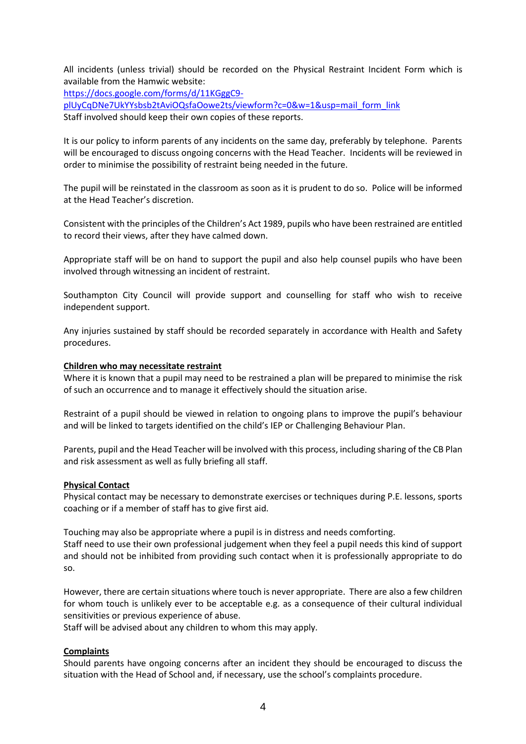All incidents (unless trivial) should be recorded on the Physical Restraint Incident Form which is available from the Hamwic website:
[https://docs.google.com/forms/d/11KGggC9-plUyCqDNe7UkYYsbsb2tAviOQsfaOowe2ts/viewform?c=0&w=1&usp=mail_form_link](https://docs.google.com/forms/d/11KGggC9-plUyCqDNe7UkYYsbsb2tAviOQsfaOowe2ts/viewform?c=0&w=1&usp=mail_form_link)
Staff involved should keep their own copies of these reports.

It is our policy to inform parents of any incidents on the same day, preferably by telephone. Parents will be encouraged to discuss ongoing concerns with the Head Teacher. Incidents will be reviewed in order to minimise the possibility of restraint being needed in the future.

The pupil will be reinstated in the classroom as soon as it is prudent to do so. Police will be informed at the Head Teacher's discretion.

Consistent with the principles of the Children's Act 1989, pupils who have been restrained are entitled to record their views, after they have calmed down.

Appropriate staff will be on hand to support the pupil and also help counsel pupils who have been involved through witnessing an incident of restraint.

Southampton City Council will provide support and counselling for staff who wish to receive independent support.

Any injuries sustained by staff should be recorded separately in accordance with Health and Safety procedures.

**Children who may necessitate restraint**

Where it is known that a pupil may need to be restrained a plan will be prepared to minimise the risk of such an occurrence and to manage it effectively should the situation arise.

Restraint of a pupil should be viewed in relation to ongoing plans to improve the pupil's behaviour and will be linked to targets identified on the child's IEP or Challenging Behaviour Plan.

Parents, pupil and the Head Teacher will be involved with this process, including sharing of the CB Plan and risk assessment as well as fully briefing all staff.

**Physical Contact**

Physical contact may be necessary to demonstrate exercises or techniques during P.E. lessons, sports coaching or if a member of staff has to give first aid.

Touching may also be appropriate where a pupil is in distress and needs comforting.
Staff need to use their own professional judgement when they feel a pupil needs this kind of support and should not be inhibited from providing such contact when it is professionally appropriate to do so.

However, there are certain situations where touch is never appropriate. There are also a few children for whom touch is unlikely ever to be acceptable e.g. as a consequence of their cultural individual sensitivities or previous experience of abuse.
Staff will be advised about any children to whom this may apply.

**Complaints**

Should parents have ongoing concerns after an incident they should be encouraged to discuss the situation with the Head of School and, if necessary, use the school's complaints procedure.